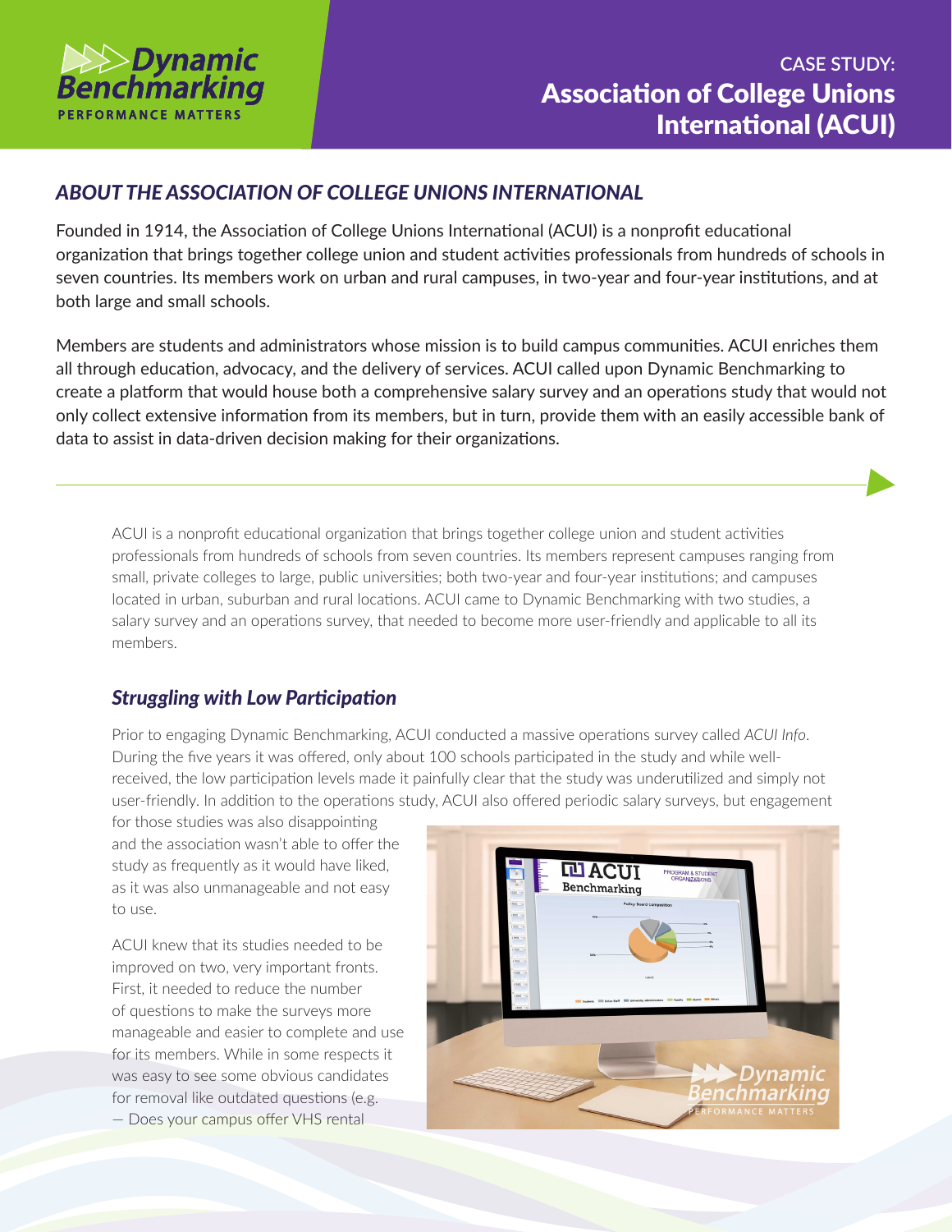Dynamic Benchmarking
PERFORMANCE MATTERS

# CASE STUDY: Association of College Unions International (ACUI)

## *ABOUT THE ASSOCIATION OF COLLEGE UNIONS INTERNATIONAL*

Founded in 1914, the Association of College Unions International (ACUI) is a nonprofit educational organization that brings together college union and student activities professionals from hundreds of schools in seven countries. Its members work on urban and rural campuses, in two-year and four-year institutions, and at both large and small schools.

Members are students and administrators whose mission is to build campus communities. ACUI enriches them all through education, advocacy, and the delivery of services. ACUI called upon Dynamic Benchmarking to create a platform that would house both a comprehensive salary survey and an operations study that would not only collect extensive information from its members, but in turn, provide them with an easily accessible bank of data to assist in data-driven decision making for their organizations.

---

ACUI is a nonprofit educational organization that brings together college union and student activities professionals from hundreds of schools from seven countries. Its members represent campuses ranging from small, private colleges to large, public universities; both two-year and four-year institutions; and campuses located in urban, suburban and rural locations. ACUI came to Dynamic Benchmarking with two studies, a salary survey and an operations survey, that needed to become more user-friendly and applicable to all its members.

### *Struggling with Low Participation*

Prior to engaging Dynamic Benchmarking, ACUI conducted a massive operations survey called *ACUI Info*. During the five years it was offered, only about 100 schools participated in the study and while well-received, the low participation levels made it painfully clear that the study was underutilized and simply not user-friendly. In addition to the operations study, ACUI also offered periodic salary surveys, but engagement for those studies was also disappointing and the association wasn't able to offer the study as frequently as it would have liked, as it was also unmanageable and not easy to use.

ACUI knew that its studies needed to be improved on two, very important fronts. First, it needed to reduce the number of questions to make the surveys more manageable and easier to complete and use for its members. While in some respects it was easy to see some obvious candidates for removal like outdated questions (e.g. — Does your campus offer VHS rental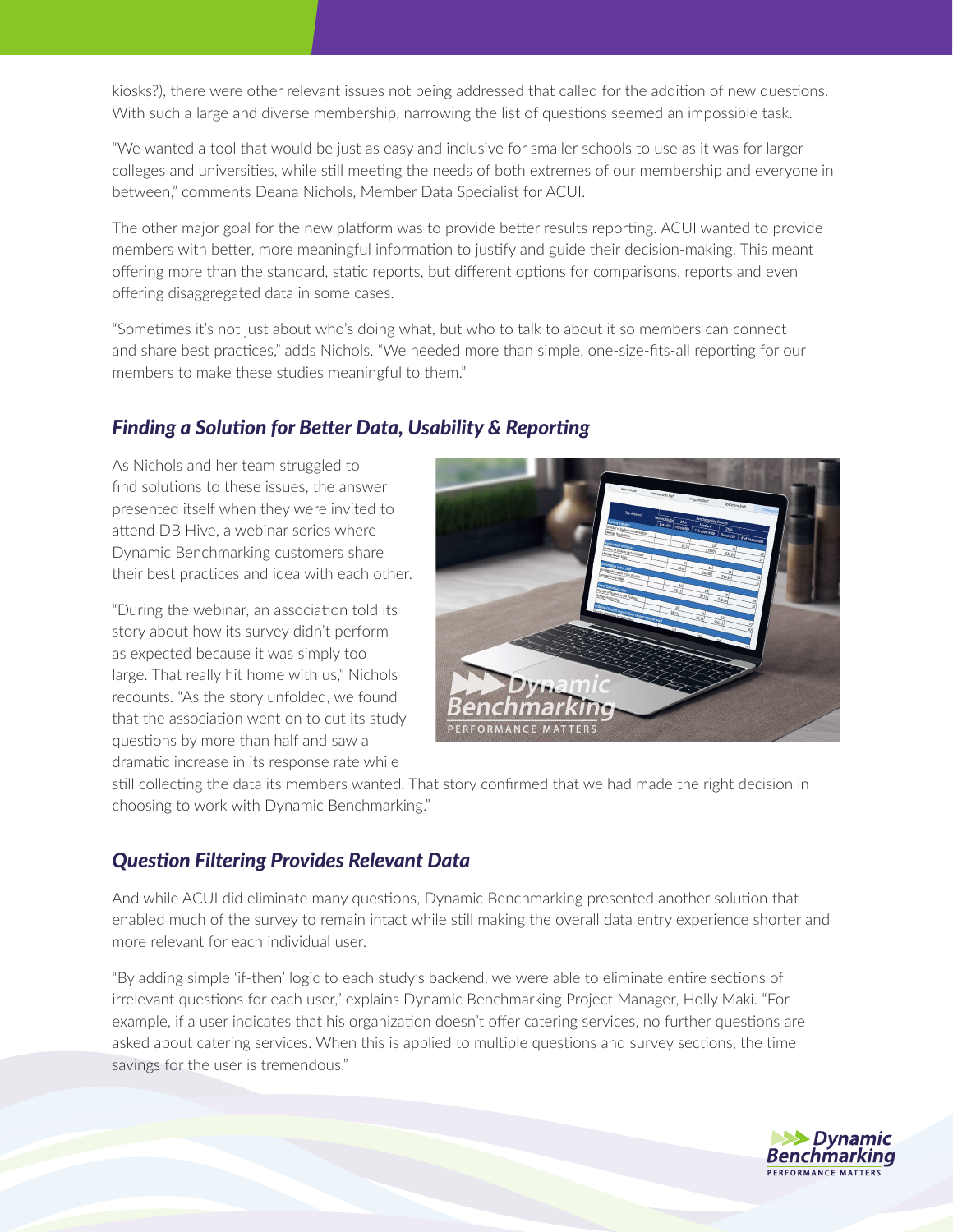kiosks?), there were other relevant issues not being addressed that called for the addition of new questions. With such a large and diverse membership, narrowing the list of questions seemed an impossible task.

"We wanted a tool that would be just as easy and inclusive for smaller schools to use as it was for larger colleges and universities, while still meeting the needs of both extremes of our membership and everyone in between," comments Deana Nichols, Member Data Specialist for ACUI.

The other major goal for the new platform was to provide better results reporting. ACUI wanted to provide members with better, more meaningful information to justify and guide their decision-making. This meant offering more than the standard, static reports, but different options for comparisons, reports and even offering disaggregated data in some cases.

"Sometimes it's not just about who's doing what, but who to talk to about it so members can connect and share best practices," adds Nichols. "We needed more than simple, one-size-fits-all reporting for our members to make these studies meaningful to them."

## *Finding a Solution for Better Data, Usability & Reporting*

As Nichols and her team struggled to find solutions to these issues, the answer presented itself when they were invited to attend DB Hive, a webinar series where Dynamic Benchmarking customers share their best practices and idea with each other.

"During the webinar, an association told its story about how its survey didn't perform as expected because it was simply too large. That really hit home with us," Nichols recounts. "As the story unfolded, we found that the association went on to cut its study questions by more than half and saw a dramatic increase in its response rate while still collecting the data its members wanted. That story confirmed that we had made the right decision in choosing to work with Dynamic Benchmarking."

## *Question Filtering Provides Relevant Data*

And while ACUI did eliminate many questions, Dynamic Benchmarking presented another solution that enabled much of the survey to remain intact while still making the overall data entry experience shorter and more relevant for each individual user.

"By adding simple 'if-then' logic to each study's backend, we were able to eliminate entire sections of irrelevant questions for each user," explains Dynamic Benchmarking Project Manager, Holly Maki. "For example, if a user indicates that his organization doesn't offer catering services, no further questions are asked about catering services. When this is applied to multiple questions and survey sections, the time savings for the user is tremendous."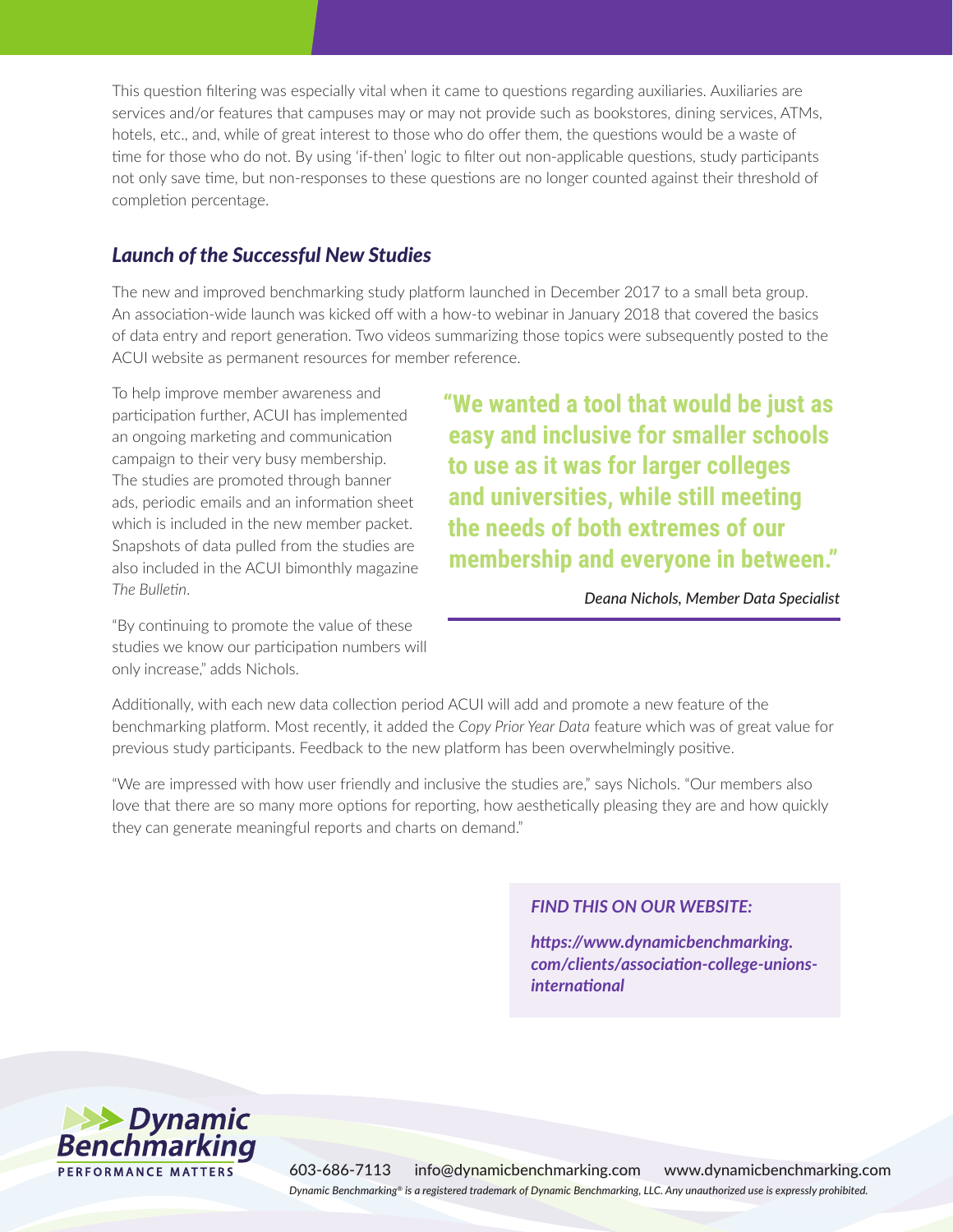This question filtering was especially vital when it came to questions regarding auxiliaries. Auxiliaries are services and/or features that campuses may or may not provide such as bookstores, dining services, ATMs, hotels, etc., and, while of great interest to those who do offer them, the questions would be a waste of time for those who do not. By using 'if-then' logic to filter out non-applicable questions, study participants not only save time, but non-responses to these questions are no longer counted against their threshold of completion percentage.

### *Launch of the Successful New Studies*

The new and improved benchmarking study platform launched in December 2017 to a small beta group. An association-wide launch was kicked off with a how-to webinar in January 2018 that covered the basics of data entry and report generation. Two videos summarizing those topics were subsequently posted to the ACUI website as permanent resources for member reference.

To help improve member awareness and participation further, ACUI has implemented an ongoing marketing and communication campaign to their very busy membership. The studies are promoted through banner ads, periodic emails and an information sheet which is included in the new member packet. Snapshots of data pulled from the studies are also included in the ACUI bimonthly magazine *The Bulletin*.

"By continuing to promote the value of these studies we know our participation numbers will only increase," adds Nichols.

> **"We wanted a tool that would be just as easy and inclusive for smaller schools to use as it was for larger colleges and universities, while still meeting the needs of both extremes of our membership and everyone in between."**
>
> *Deana Nichols, Member Data Specialist*

Additionally, with each new data collection period ACUI will add and promote a new feature of the benchmarking platform. Most recently, it added the *Copy Prior Year Data* feature which was of great value for previous study participants. Feedback to the new platform has been overwhelmingly positive.

"We are impressed with how user friendly and inclusive the studies are," says Nichols. "Our members also love that there are so many more options for reporting, how aesthetically pleasing they are and how quickly they can generate meaningful reports and charts on demand."

***FIND THIS ON OUR WEBSITE:***

***https://www.dynamicbenchmarking.com/clients/association-college-unions-international***

Dynamic Benchmarking
PERFORMANCE MATTERS

603-686-7113 info@dynamicbenchmarking.com www.dynamicbenchmarking.com

*Dynamic Benchmarking® is a registered trademark of Dynamic Benchmarking, LLC. Any unauthorized use is expressly prohibited.*